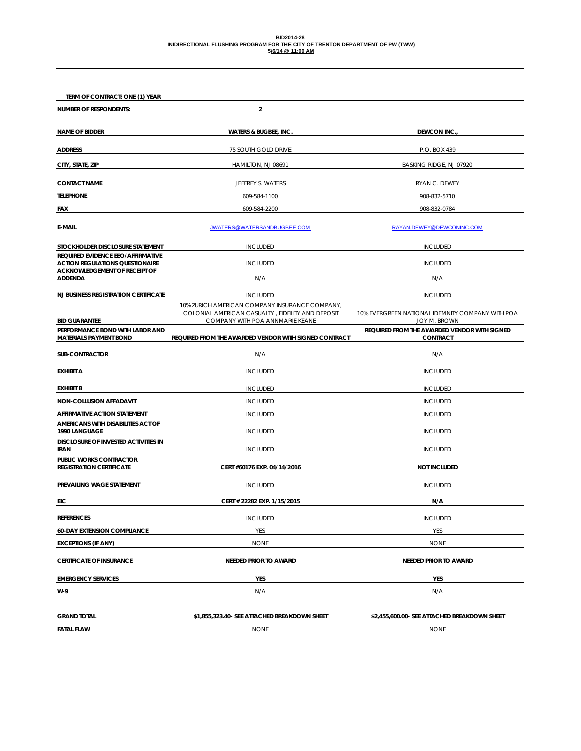**BID2014-28**
**INIDIRECTIONAL FLUSHING PROGRAM FOR THE CITY OF TRENTON DEPARTMENT OF PW (TWW)**
**5/6/14 @ 11:00 AM**

| | | |
|---|---|---|
| **TERM OF CONTRACT: ONE (1) YEAR** | | |
| **NUMBER OF RESPONDENTS:** | **2** | |
| **NAME OF BIDDER** | **WATERS & BUGBEE, INC.** | **DEWCON INC.,** |
| **ADDRESS** | 75 SOUTH GOLD DRIVE | P.O. BOX 439 |
| **CITY, STATE, ZIP** | HAMILTON, NJ 08691 | BASKING RIDGE, NJ 07920 |
| **CONTACT NAME** | JEFFREY S. WATERS | RYAN C. DEWEY |
| **TELEPHONE** | 609-584-1100 | 908-832-5710 |
| **FAX** | 609-584-2200 | 908-832-0784 |
| **E-MAIL** | JWATERS@WATERSANDBUGBEE.COM | RAYAN.DEWEY@DEWCONINC.COM |
| **STOCKHOLDER DISCLOSURE STATEMENT** | INCLUDED | INCLUDED |
| **REQUIRED EVIDENCE EEO/AFFIRMATIVE ACTION REGULATIONS QUESTIONAIRE** | INCLUDED | INCLUDED |
| **ACKNOWLEDGEMENT OF RECEIPT OF ADDENDA** | N/A | N/A |
| **NJ BUSINESS REGISTRATION CERTIFICATE** | INCLUDED | INCLUDED |
| **BID GUARANTEE** | 10% ZURICH AMERICAN COMPANY INSURANCE COMPANY, COLONIAL AMERICAN CASUALTY , FIDELITY AND DEPOSIT COMPANY WITH POA ANNMARIE KEANE | 10% EVERGREEN NATIONAL IDEMNITY COMPANY WITH POA JOY M. BROWN |
| **PERFORMANCE BOND WITH LABOR AND MATERIALS PAYMENT BOND** | **REQUIRED FROM THE AWARDED VENDOR WITH SIGNED CONTRACT** | **REQUIRED FROM THE AWARDED VENDOR WITH SIGNED CONTRACT** |
| **SUB-CONTRACTOR** | N/A | N/A |
| **EXHIBIT A** | INCLUDED | INCLUDED |
| **EXHIBIT B** | INCLUDED | INCLUDED |
| **NON-COLLUSION AFFADAVIT** | INCLUDED | INCLUDED |
| **AFFIRMATIVE ACTION STATEMENT** | INCLUDED | INCLUDED |
| **AMERICANS WITH DISABILITIES ACT OF 1990 LANGUAGE** | INCLUDED | INCLUDED |
| **DISCLOSURE OF INVESTED ACTIVITIES IN IRAN** | INCLUDED | INCLUDED |
| **PUBLIC WORKS CONTRACTOR REGISTRATION CERTIFICATE** | **CERT #60176 EXP. 04/14/2016** | **NOT INCLUDED** |
| **PREVAILING WAGE STATEMENT** | INCLUDED | INCLUDED |
| **EIC** | **CERT # 22282 EXP. 1/15/2015** | **N/A** |
| **REFERENCES** | INCLUDED | INCLUDED |
| **60-DAY EXTENSION COMPLIANCE** | YES | YES |
| **EXCEPTIONS (IF ANY)** | NONE | NONE |
| **CERTIFICATE OF INSURANCE** | **NEEDED PRIOR TO AWARD** | **NEEDED PRIOR TO AWARD** |
| **EMERGENCY SERVICES** | **YES** | **YES** |
| **W-9** | N/A | N/A |
| **GRAND TOTAL** | **$1,855,323.40- SEE ATTACHED BREAKDOWN SHEET** | **$2,455,600.00- SEE ATTACHED BREAKDOWN SHEET** |
| **FATAL FLAW** | NONE | NONE |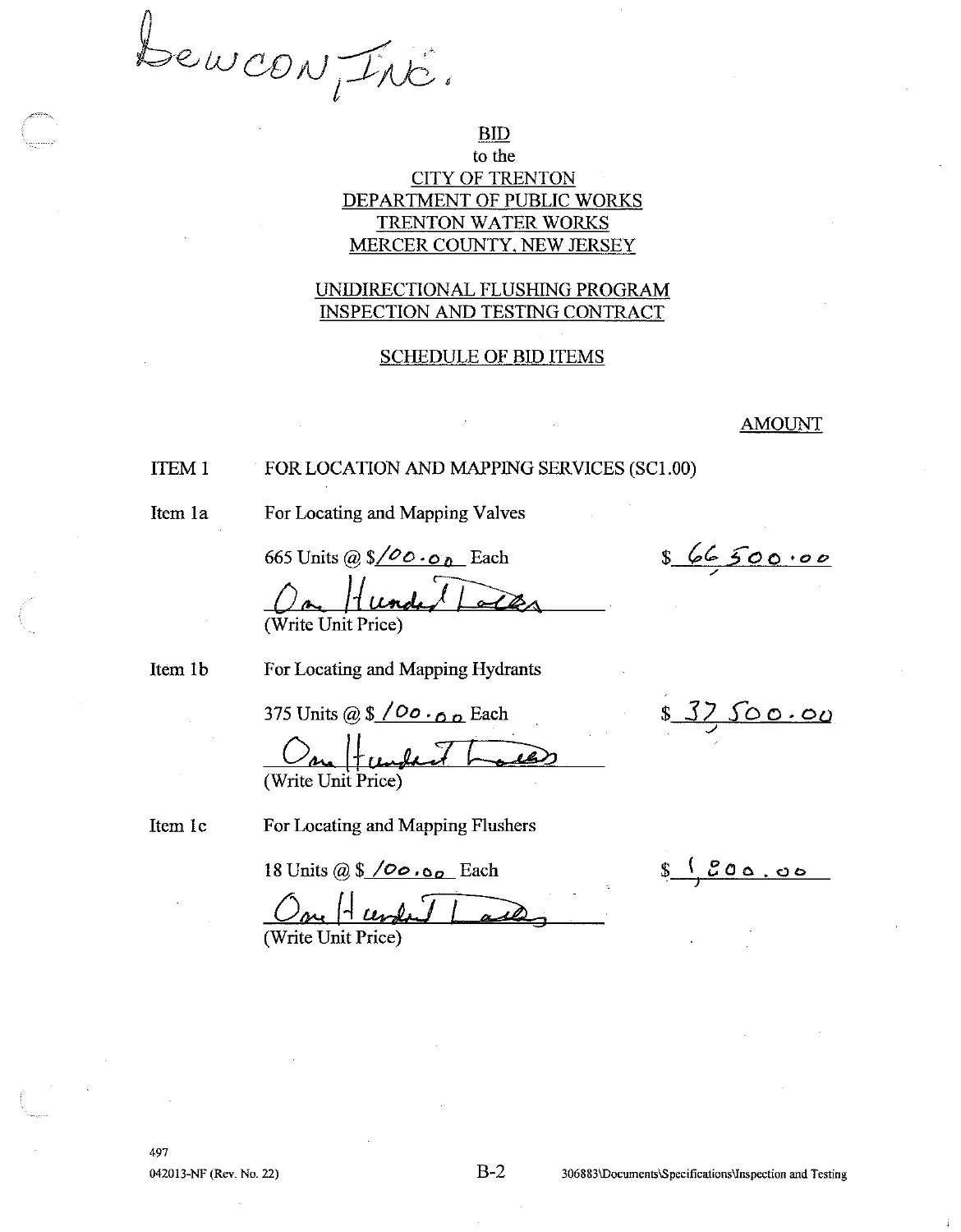Bewcon, Inc.

**BID**
to the
**CITY OF TRENTON**
**DEPARTMENT OF PUBLIC WORKS**
**TRENTON WATER WORKS**
**MERCER COUNTY, NEW JERSEY**

**UNIDIRECTIONAL FLUSHING PROGRAM**
**INSPECTION AND TESTING CONTRACT**

**SCHEDULE OF BID ITEMS**

**AMOUNT**

ITEM 1 FOR LOCATION AND MAPPING SERVICES (SC1.00)

Item 1a For Locating and Mapping Valves

665 Units @ $100.00 Each $66,500.00

One Hundred Dollars
(Write Unit Price)

Item 1b For Locating and Mapping Hydrants

375 Units @ $100.00 Each $37,500.00

One Hundred Dollars
(Write Unit Price)

Item 1c For Locating and Mapping Flushers

18 Units @ $100.00 Each $1,800.00

One Hundred Dollars
(Write Unit Price)

497
042013-NF (Rev. No. 22) B-2 306883\Documents\Specifications\Inspection and Testing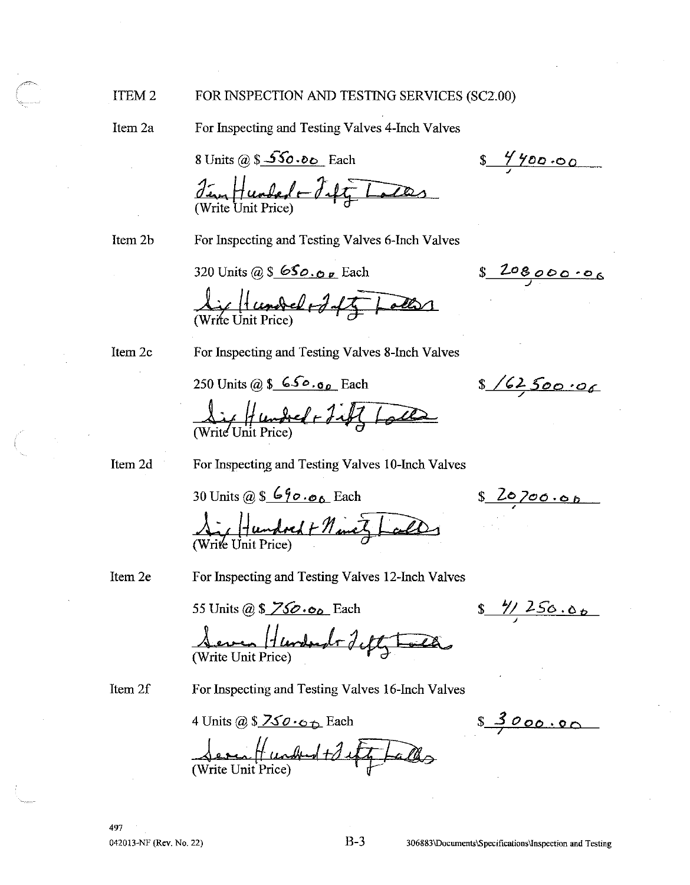ITEM 2 FOR INSPECTION AND TESTING SERVICES (SC2.00)

Item 2a For Inspecting and Testing Valves 4-Inch Valves

8 Units @ $ 550.00 Each $ 4400.00

Five Hundred Fifty Dollars
(Write Unit Price)

Item 2b For Inspecting and Testing Valves 6-Inch Valves

320 Units @ $ 650.00 Each $ 208000.00

Six Hundred Fifty Dollars
(Write Unit Price)

Item 2c For Inspecting and Testing Valves 8-Inch Valves

250 Units @ $ 650.00 Each $ 162500.00

Six Hundred Fifty Dollars
(Write Unit Price)

Item 2d For Inspecting and Testing Valves 10-Inch Valves

30 Units @ $ 690.00 Each $ 20700.00

Six Hundred Ninety Dollars
(Write Unit Price)

Item 2e For Inspecting and Testing Valves 12-Inch Valves

55 Units @ $ 750.00 Each $ 41250.00

Seven Hundred Fifty Dollars
(Write Unit Price)

Item 2f For Inspecting and Testing Valves 16-Inch Valves

4 Units @ $ 750.00 Each $ 3000.00

Seven Hundred Fifty Dollars
(Write Unit Price)

497

042013-NF (Rev. No. 22) B-3 306883\Documents\Specifications\Inspection and Testing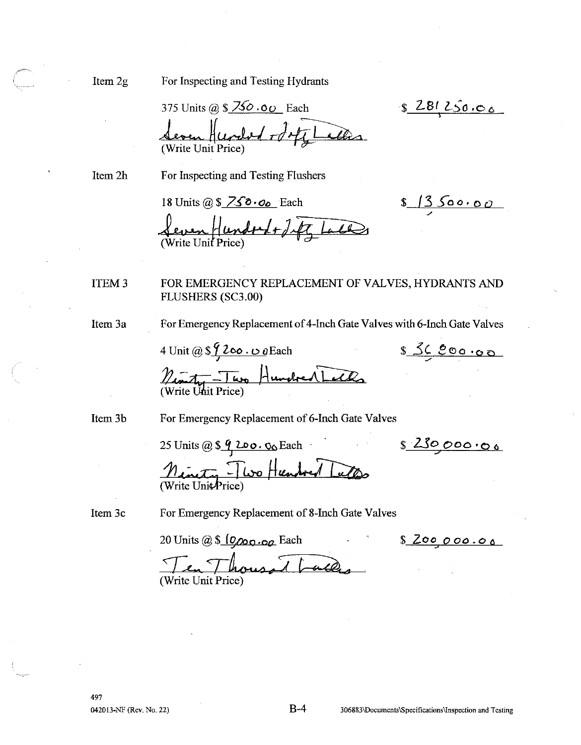Item 2g For Inspecting and Testing Hydrants

375 Units @ $ 750.00 Each $ 281,250.00

Seven Hundred Fifty Dollars
(Write Unit Price)

Item 2h For Inspecting and Testing Flushers

18 Units @ $ 750.00 Each $ 13,500.00

Seven Hundred Fifty Dollars
(Write Unit Price)

ITEM 3 FOR EMERGENCY REPLACEMENT OF VALVES, HYDRANTS AND FLUSHERS (SC3.00)

Item 3a For Emergency Replacement of 4-Inch Gate Valves with 6-Inch Gate Valves

4 Unit @ $ 9,200.00 Each $ 36,800.00

Ninety-Two Hundred Dollars
(Write Unit Price)

Item 3b For Emergency Replacement of 6-Inch Gate Valves

25 Units @ $ 9,200.00 Each $ 230,000.00

Ninety-Two Hundred Dollars
(Write Unit Price)

Item 3c For Emergency Replacement of 8-Inch Gate Valves

20 Units @ $ 10,000.00 Each $ 200,000.00

Ten Thousand Dollars
(Write Unit Price)

497
042013-NF (Rev. No. 22) B-4 306883\Documents\Specifications\Inspection and Testing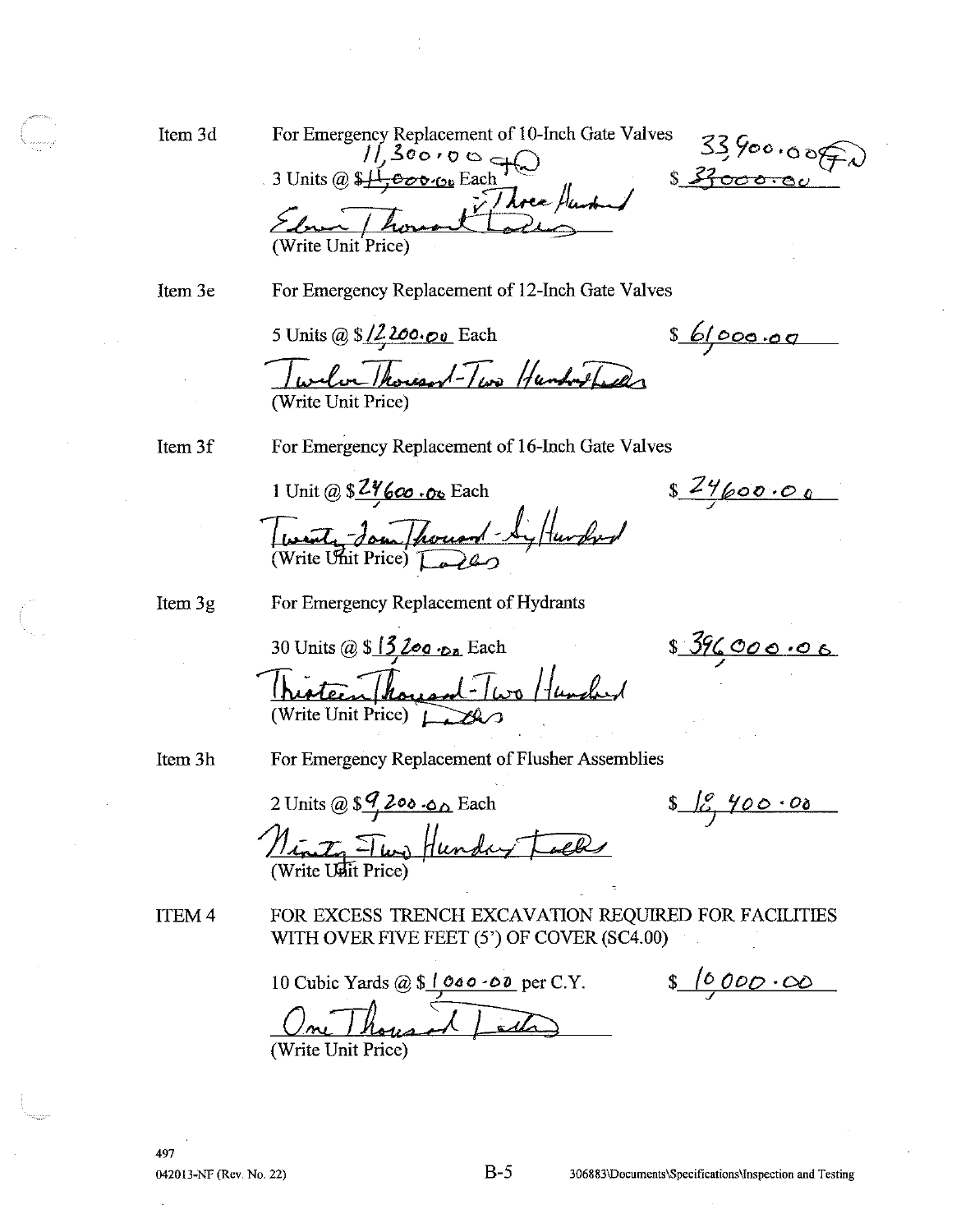Item 3d For Emergency Replacement of 10-Inch Gate Valves

3 Units @ $~~11,000.00~~ 11,300.00 Each $~~33000.00~~ 33900.00

~~Eleven Thousand~~ Three Hundred ~~Dollars~~

(Write Unit Price)

Item 3e For Emergency Replacement of 12-Inch Gate Valves

5 Units @ $12200.00 Each $61000.00

Twelve Thousand-Two Hundred Dollars

(Write Unit Price)

Item 3f For Emergency Replacement of 16-Inch Gate Valves

1 Unit @ $24600.00 Each $24600.00

Twenty-Four Thousand-Six Hundred Dollars

(Write Unit Price)

Item 3g For Emergency Replacement of Hydrants

30 Units @ $13200.00 Each $396000.00

Thirteen Thousand-Two Hundred Dollars

(Write Unit Price)

Item 3h For Emergency Replacement of Flusher Assemblies

2 Units @ $9,200.00 Each $18,400.00

Ninety-Two Hundred Dollars

(Write Unit Price)

ITEM 4 FOR EXCESS TRENCH EXCAVATION REQUIRED FOR FACILITIES WITH OVER FIVE FEET (5') OF COVER (SC4.00)

10 Cubic Yards @ $1,000.00 per C.Y. $10,000.00

One Thousand Dollars

(Write Unit Price)

497

042013-NF (Rev. No. 22)

306883\Documents\Specifications\Inspection and Testing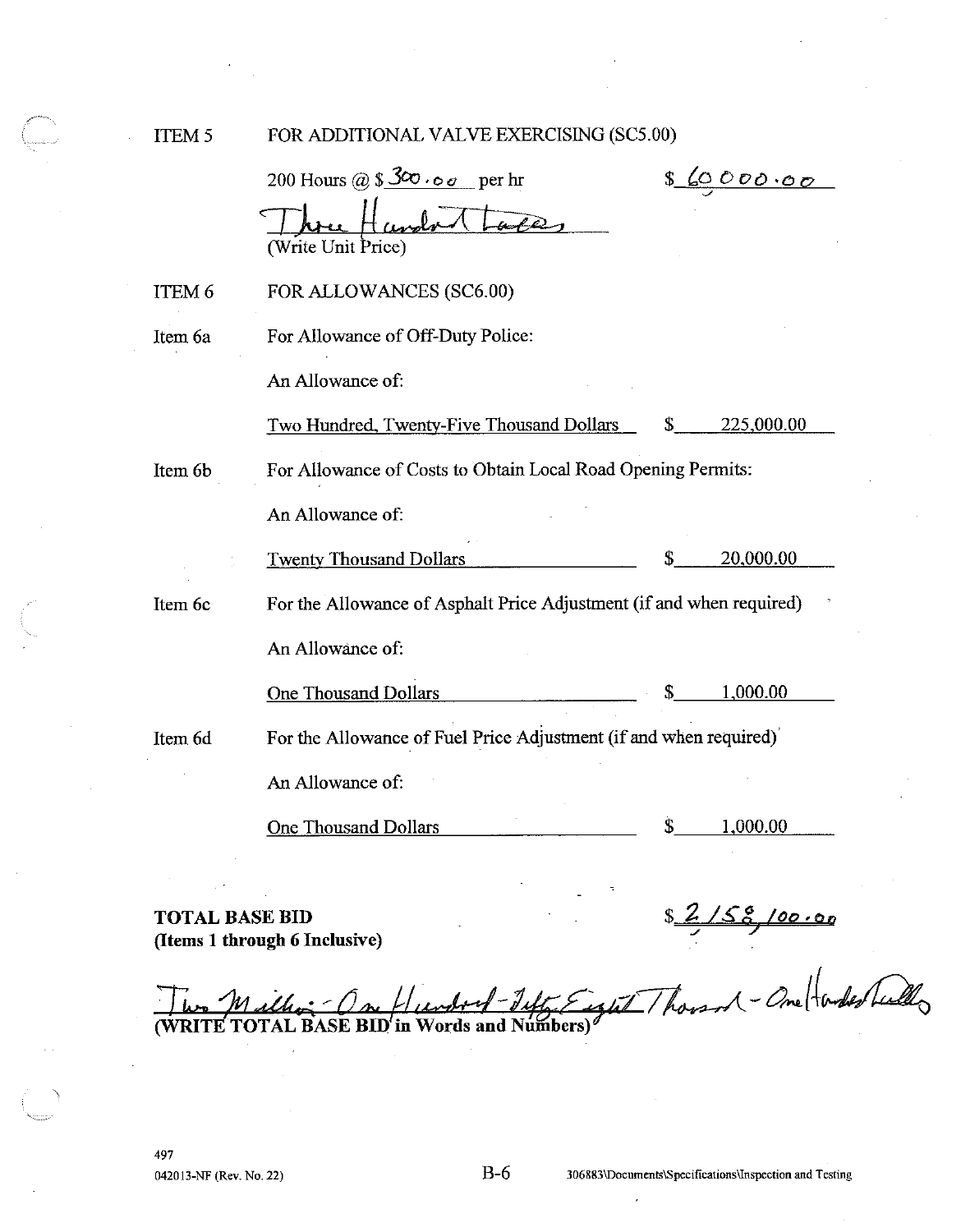ITEM 5 FOR ADDITIONAL VALVE EXERCISING (SC5.00)

200 Hours @ $ 300.00 per hr $ 60000.00

Three Hundred Dollars
(Write Unit Price)

ITEM 6 FOR ALLOWANCES (SC6.00)

Item 6a For Allowance of Off-Duty Police:

An Allowance of:

Two Hundred, Twenty-Five Thousand Dollars $ 225,000.00

Item 6b For Allowance of Costs to Obtain Local Road Opening Permits:

An Allowance of:

Twenty Thousand Dollars $ 20,000.00

Item 6c For the Allowance of Asphalt Price Adjustment (if and when required)

An Allowance of:

One Thousand Dollars $ 1,000.00

Item 6d For the Allowance of Fuel Price Adjustment (if and when required)

An Allowance of:

One Thousand Dollars $ 1,000.00

**TOTAL BASE BID**
**(Items 1 through 6 Inclusive)**

$ 2,158,100.00

Two Million - One Hundred - Fifty Eight Thousand - One Hundred Dollars
**(WRITE TOTAL BASE BID in Words and Numbers)**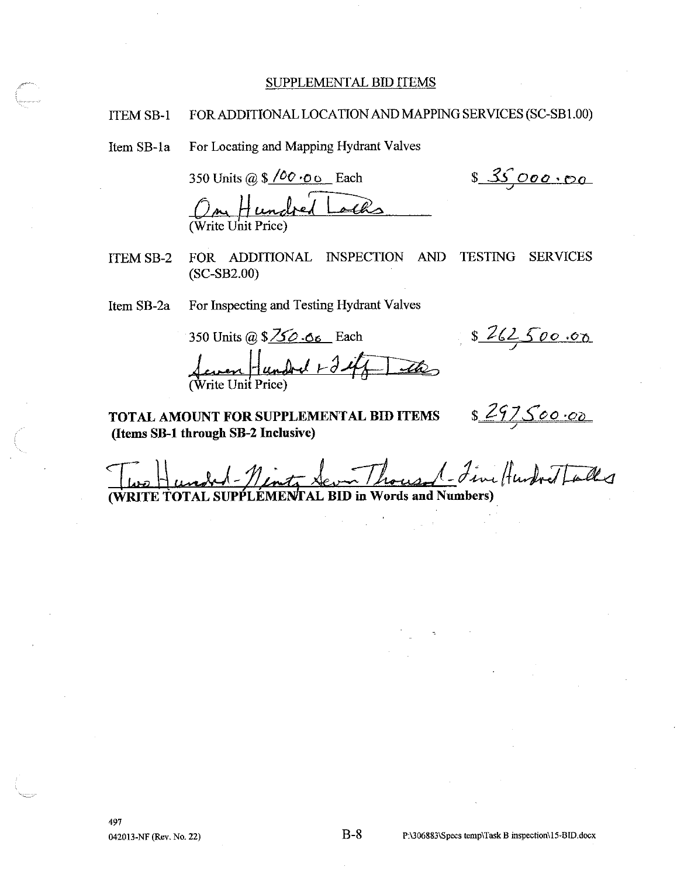## SUPPLEMENTAL BID ITEMS

ITEM SB-1 FOR ADDITIONAL LOCATION AND MAPPING SERVICES (SC-SB1.00)

Item SB-1a For Locating and Mapping Hydrant Valves

350 Units @ $ 100.00 Each $ 35,000.00

One Hundred Dollars
(Write Unit Price)

ITEM SB-2 FOR ADDITIONAL INSPECTION AND TESTING SERVICES (SC-SB2.00)

Item SB-2a For Inspecting and Testing Hydrant Valves

350 Units @ $ 750.00 Each $ 262,500.00

Seven Hundred + Fifty Dollars
(Write Unit Price)

**TOTAL AMOUNT FOR SUPPLEMENTAL BID ITEMS** $ 297,500.00
**(Items SB-1 through SB-2 Inclusive)**

Two Hundred-Ninety Seven Thousand-Five Hundred Dollars
**(WRITE TOTAL SUPPLEMENTAL BID in Words and Numbers)**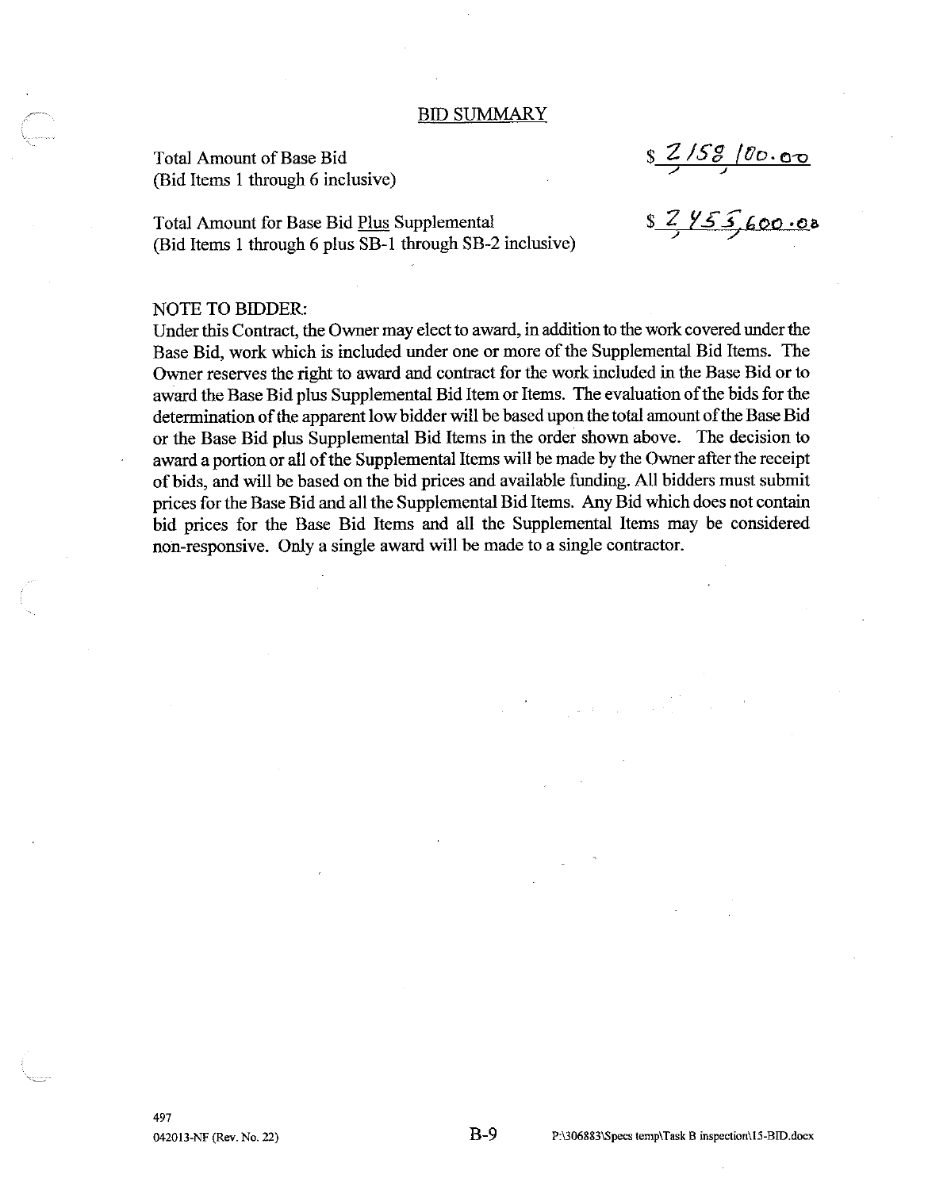## BID SUMMARY

| | |
|---|---|
| Total Amount of Base Bid (Bid Items 1 through 6 inclusive) | $ 2,158,100.00 |
| Total Amount for Base Bid Plus Supplemental (Bid Items 1 through 6 plus SB-1 through SB-2 inclusive) | $ 2,455,600.00 |

NOTE TO BIDDER:

Under this Contract, the Owner may elect to award, in addition to the work covered under the Base Bid, work which is included under one or more of the Supplemental Bid Items. The Owner reserves the right to award and contract for the work included in the Base Bid or to award the Base Bid plus Supplemental Bid Item or Items. The evaluation of the bids for the determination of the apparent low bidder will be based upon the total amount of the Base Bid or the Base Bid plus Supplemental Bid Items in the order shown above. The decision to award a portion or all of the Supplemental Items will be made by the Owner after the receipt of bids, and will be based on the bid prices and available funding. All bidders must submit prices for the Base Bid and all the Supplemental Bid Items. Any Bid which does not contain bid prices for the Base Bid Items and all the Supplemental Items may be considered non-responsive. Only a single award will be made to a single contractor.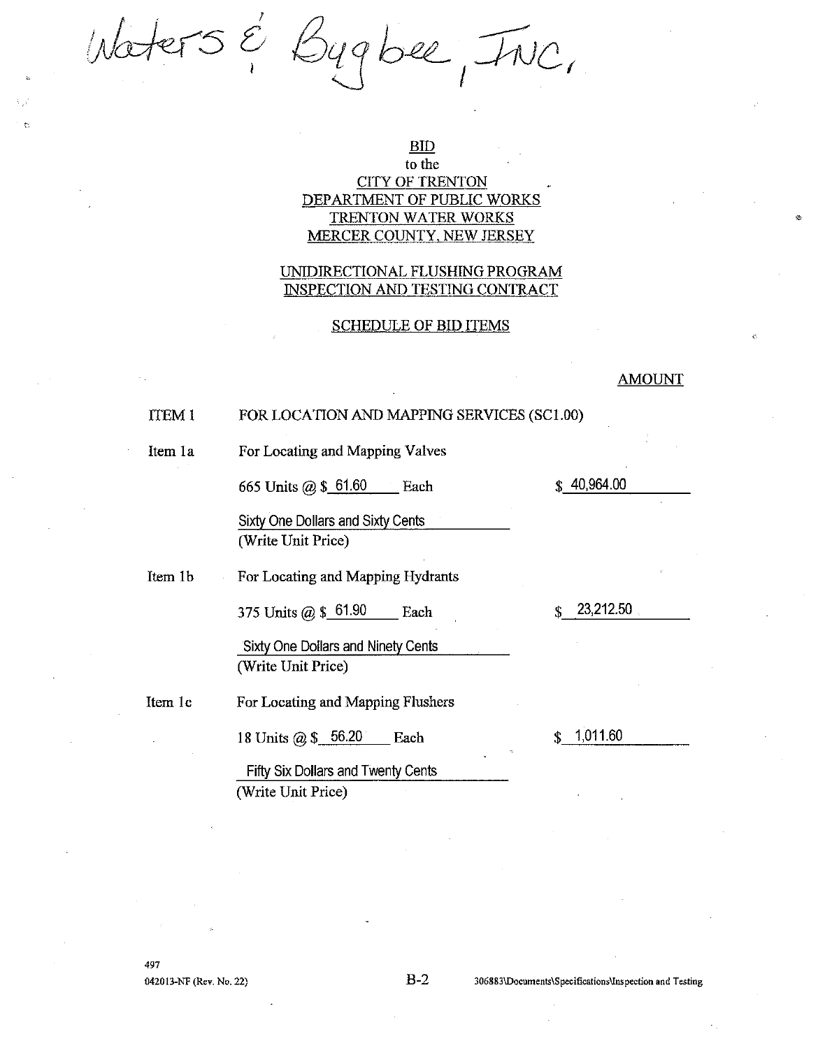Waters & Bygbee, INC.

BID
to the
CITY OF TRENTON
DEPARTMENT OF PUBLIC WORKS
TRENTON WATER WORKS
MERCER COUNTY, NEW JERSEY

UNIDIRECTIONAL FLUSHING PROGRAM
INSPECTION AND TESTING CONTRACT

SCHEDULE OF BID ITEMS

| | | AMOUNT |
|---|---|---|
| ITEM 1 | FOR LOCATION AND MAPPING SERVICES (SC1.00) | |
| Item 1a | For Locating and Mapping Valves | |
| | 665 Units @ $ 61.60 Each | $ 40,964.00 |
| | Sixty One Dollars and Sixty Cents (Write Unit Price) | |
| Item 1b | For Locating and Mapping Hydrants | |
| | 375 Units @ $ 61.90 Each | $ 23,212.50 |
| | Sixty One Dollars and Ninety Cents (Write Unit Price) | |
| Item 1c | For Locating and Mapping Flushers | |
| | 18 Units @ $ 56.20 Each | $ 1,011.60 |
| | Fifty Six Dollars and Twenty Cents (Write Unit Price) | |

497
042013-NF (Rev. No. 22) B-2 306883\Documents\Specifications\Inspection and Testing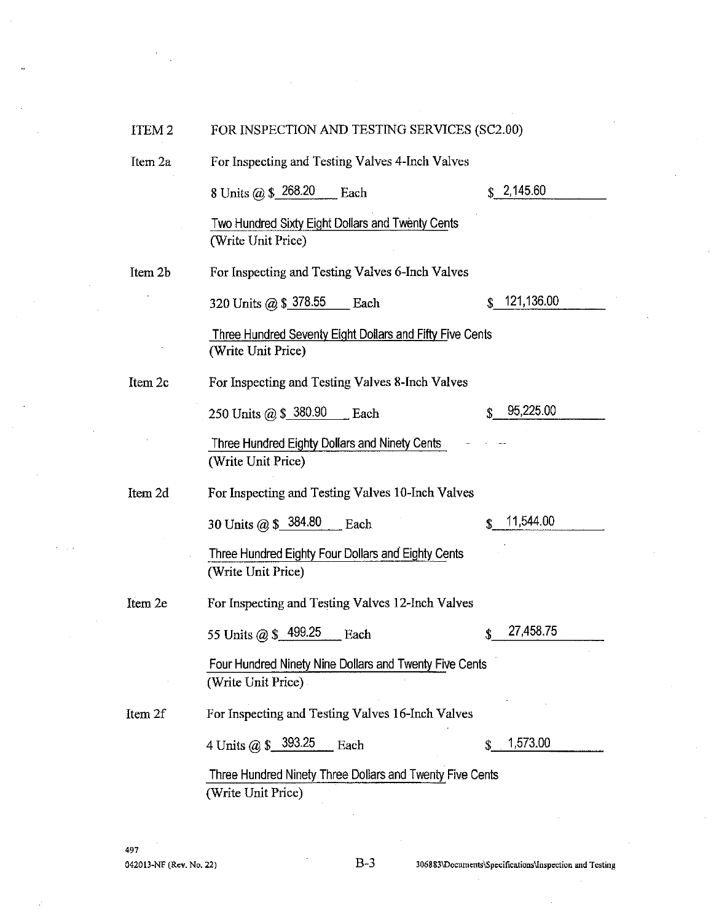ITEM 2 FOR INSPECTION AND TESTING SERVICES (SC2.00)

Item 2a For Inspecting and Testing Valves 4-Inch Valves

8 Units @ $ 268.20 Each $ 2,145.60

Two Hundred Sixty Eight Dollars and Twenty Cents
(Write Unit Price)

Item 2b For Inspecting and Testing Valves 6-Inch Valves

320 Units @ $ 378.55 Each $ 121,136.00

Three Hundred Seventy Eight Dollars and Fifty Five Cents
(Write Unit Price)

Item 2c For Inspecting and Testing Valves 8-Inch Valves

250 Units @ $ 380.90 Each $ 95,225.00

Three Hundred Eighty Dollars and Ninety Cents
(Write Unit Price)

Item 2d For Inspecting and Testing Valves 10-Inch Valves

30 Units @ $ 384.80 Each $ 11,544.00

Three Hundred Eighty Four Dollars and Eighty Cents
(Write Unit Price)

Item 2e For Inspecting and Testing Valves 12-Inch Valves

55 Units @ $ 499.25 Each $ 27,458.75

Four Hundred Ninety Nine Dollars and Twenty Five Cents
(Write Unit Price)

Item 2f For Inspecting and Testing Valves 16-Inch Valves

4 Units @ $ 393.25 Each $ 1,573.00

Three Hundred Ninety Three Dollars and Twenty Five Cents
(Write Unit Price)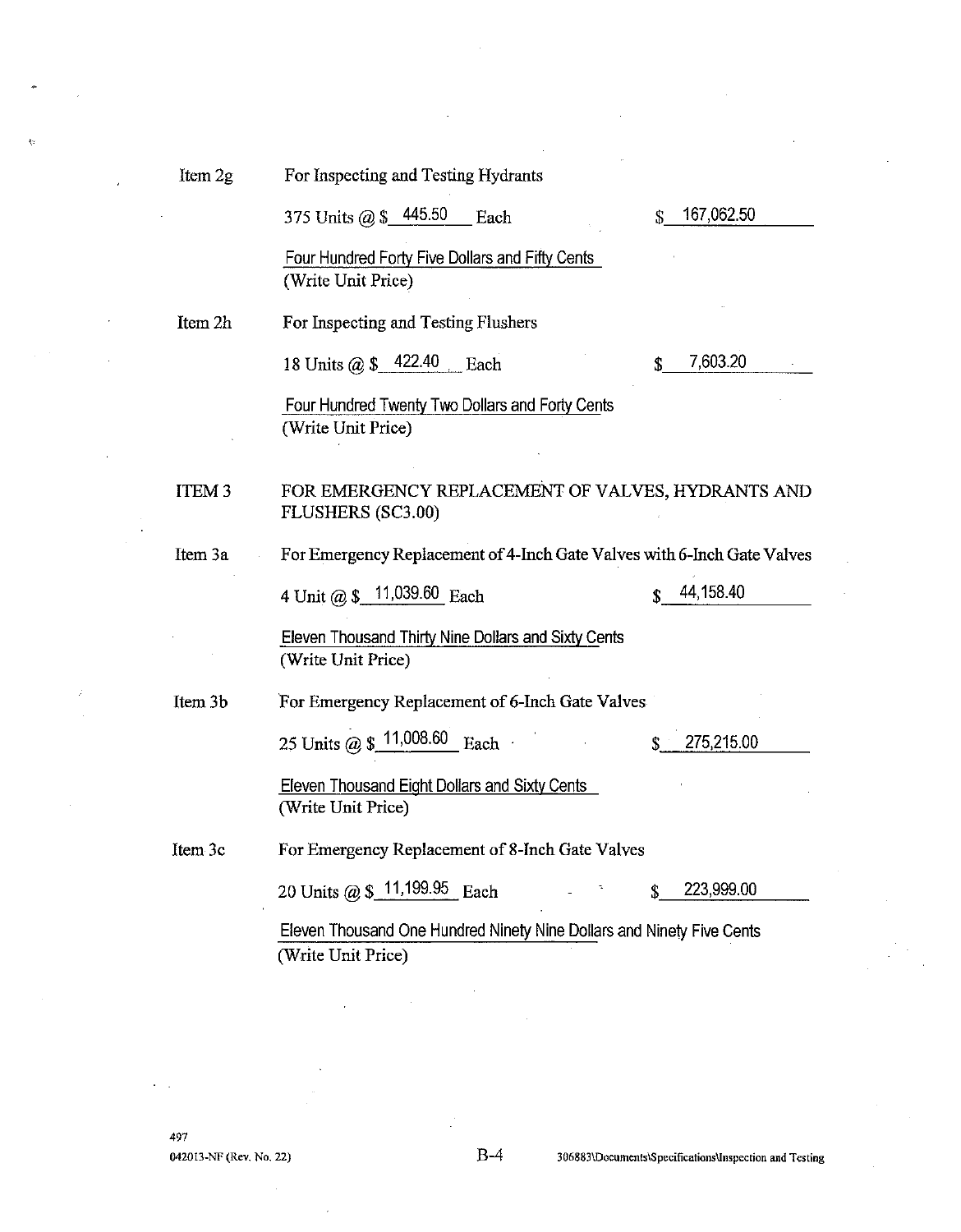Item 2g For Inspecting and Testing Hydrants

375 Units @ $ 445.50 Each $ 167,062.50

Four Hundred Forty Five Dollars and Fifty Cents
(Write Unit Price)

Item 2h For Inspecting and Testing Flushers

18 Units @ $ 422.40 Each $ 7,603.20

Four Hundred Twenty Two Dollars and Forty Cents
(Write Unit Price)

ITEM 3 FOR EMERGENCY REPLACEMENT OF VALVES, HYDRANTS AND FLUSHERS (SC3.00)

Item 3a For Emergency Replacement of 4-Inch Gate Valves with 6-Inch Gate Valves

4 Unit @ $ 11,039.60 Each $ 44,158.40

Eleven Thousand Thirty Nine Dollars and Sixty Cents
(Write Unit Price)

Item 3b For Emergency Replacement of 6-Inch Gate Valves

25 Units @ $ 11,008.60 Each $ 275,215.00

Eleven Thousand Eight Dollars and Sixty Cents
(Write Unit Price)

Item 3c For Emergency Replacement of 8-Inch Gate Valves

20 Units @ $ 11,199.95 Each $ 223,999.00

Eleven Thousand One Hundred Ninety Nine Dollars and Ninety Five Cents
(Write Unit Price)

497
042013-NF (Rev. No. 22) B-4 306883\Documents\Specifications\Inspection and Testing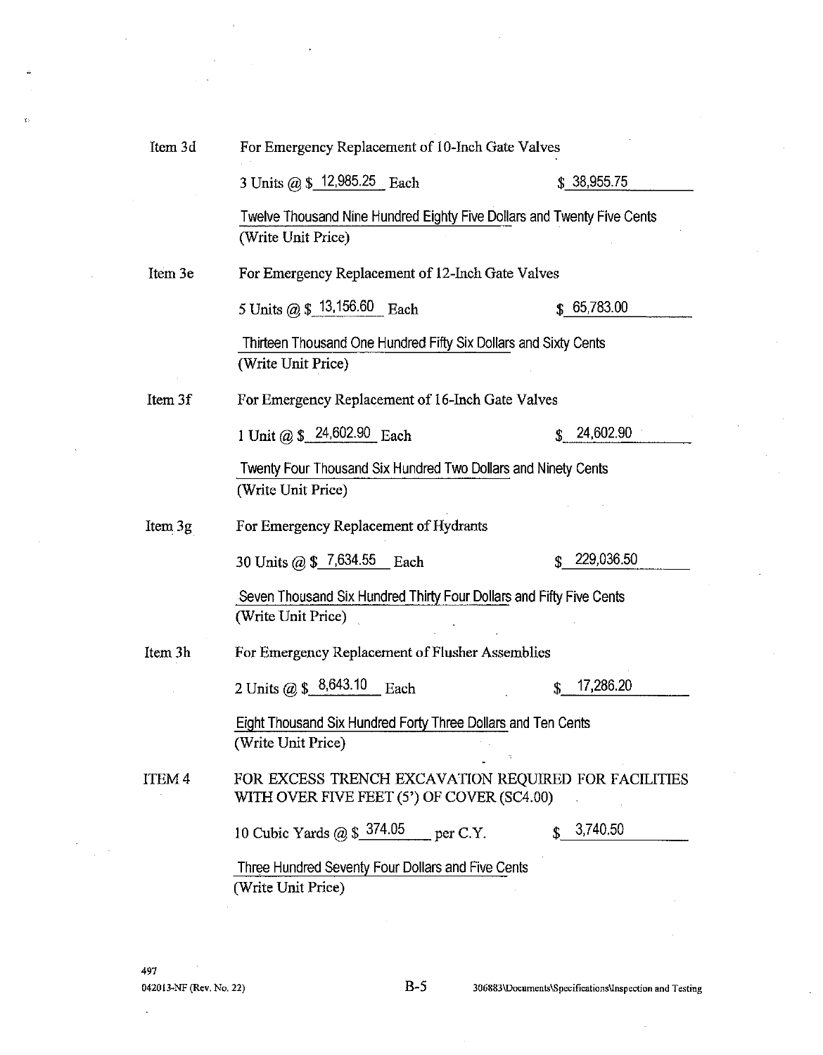Item 3d For Emergency Replacement of 10-Inch Gate Valves

3 Units @ $ 12,985.25 Each $ 38,955.75

Twelve Thousand Nine Hundred Eighty Five Dollars and Twenty Five Cents
(Write Unit Price)

Item 3e For Emergency Replacement of 12-Inch Gate Valves

5 Units @ $ 13,156.60 Each $ 65,783.00

Thirteen Thousand One Hundred Fifty Six Dollars and Sixty Cents
(Write Unit Price)

Item 3f For Emergency Replacement of 16-Inch Gate Valves

1 Unit @ $ 24,602.90 Each $ 24,602.90

Twenty Four Thousand Six Hundred Two Dollars and Ninety Cents
(Write Unit Price)

Item 3g For Emergency Replacement of Hydrants

30 Units @ $ 7,634.55 Each $ 229,036.50

Seven Thousand Six Hundred Thirty Four Dollars and Fifty Five Cents
(Write Unit Price)

Item 3h For Emergency Replacement of Flusher Assemblies

2 Units @ $ 8,643.10 Each $ 17,286.20

Eight Thousand Six Hundred Forty Three Dollars and Ten Cents
(Write Unit Price)

ITEM 4 FOR EXCESS TRENCH EXCAVATION REQUIRED FOR FACILITIES WITH OVER FIVE FEET (5') OF COVER (SC4.00)

10 Cubic Yards @ $ 374.05 per C.Y. $ 3,740.50

Three Hundred Seventy Four Dollars and Five Cents
(Write Unit Price)

497
042013-NF (Rev. No. 22) B-5 306883\Documents\Specifications\Inspection and Testing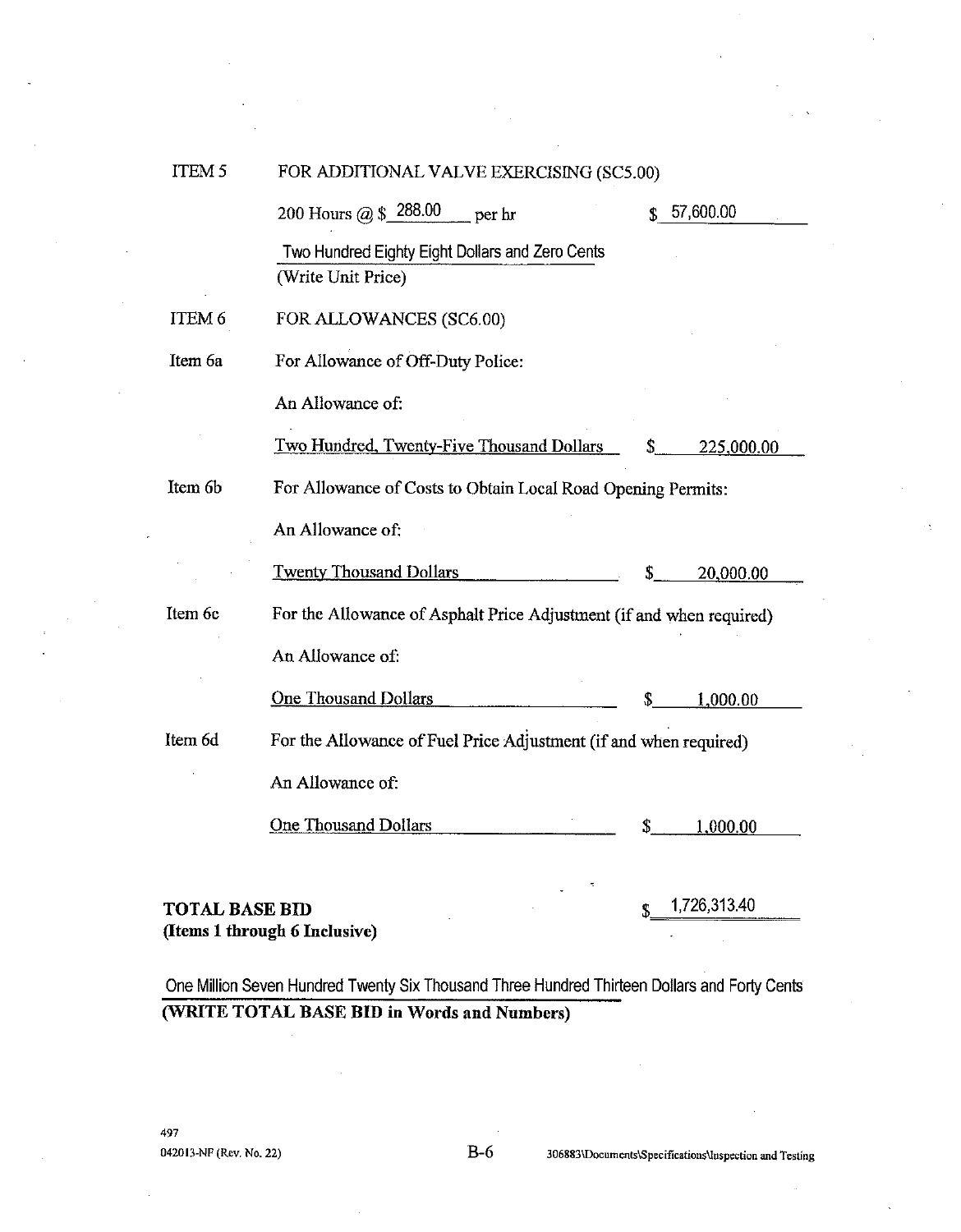ITEM 5 FOR ADDITIONAL VALVE EXERCISING (SC5.00)

200 Hours @ $ 288.00 per hr $ 57,600.00

Two Hundred Eighty Eight Dollars and Zero Cents
(Write Unit Price)

ITEM 6 FOR ALLOWANCES (SC6.00)

Item 6a For Allowance of Off-Duty Police:

An Allowance of:

Two Hundred, Twenty-Five Thousand Dollars $ 225,000.00

Item 6b For Allowance of Costs to Obtain Local Road Opening Permits:

An Allowance of:

Twenty Thousand Dollars $ 20,000.00

Item 6c For the Allowance of Asphalt Price Adjustment (if and when required)

An Allowance of:

One Thousand Dollars $ 1,000.00

Item 6d For the Allowance of Fuel Price Adjustment (if and when required)

An Allowance of:

One Thousand Dollars $ 1,000.00

**TOTAL BASE BID** $ 1,726,313.40
**(Items 1 through 6 Inclusive)**

One Million Seven Hundred Twenty Six Thousand Three Hundred Thirteen Dollars and Forty Cents
**(WRITE TOTAL BASE BID in Words and Numbers)**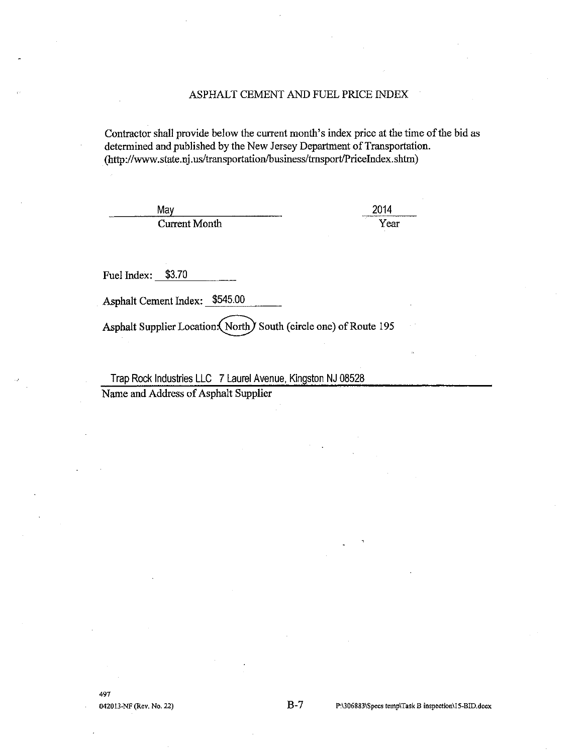# ASPHALT CEMENT AND FUEL PRICE INDEX

Contractor shall provide below the current month's index price at the time of the bid as determined and published by the New Jersey Department of Transportation. (http://www.state.nj.us/transportation/business/trnsport/PriceIndex.shtm)

May
Current Month

2014
Year

Fuel Index: $3.70

Asphalt Cement Index: $545.00

Asphalt Supplier Location: (North) South (circle one) of Route 195

Trap Rock Industries LLC 7 Laurel Avenue, Kingston NJ 08528
Name and Address of Asphalt Supplier

497
042013-NF (Rev. No. 22)

B-7

P:\306883\Specs temp\Task B inspection\15-BID.docx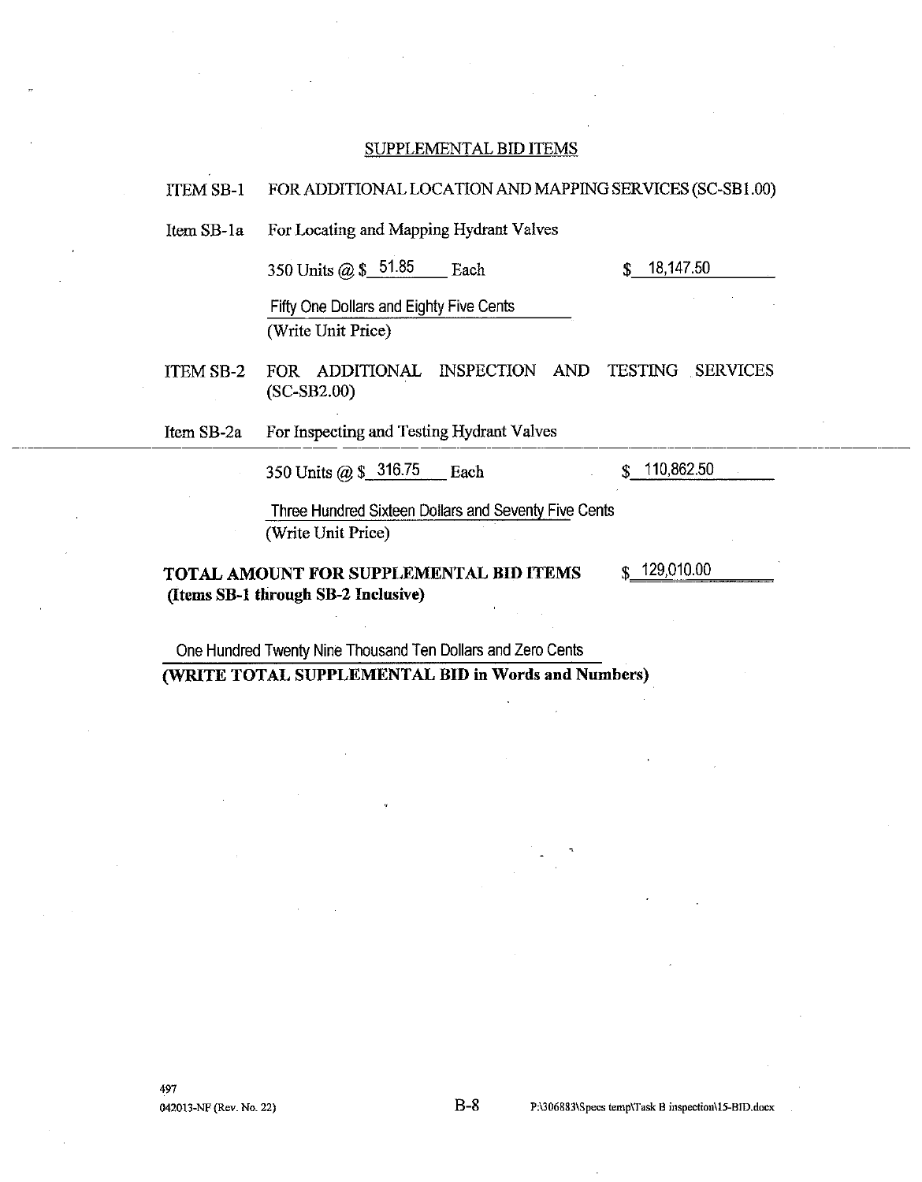## SUPPLEMENTAL BID ITEMS

ITEM SB-1 FOR ADDITIONAL LOCATION AND MAPPING SERVICES (SC-SB1.00)

Item SB-1a For Locating and Mapping Hydrant Valves

350 Units @ $ 51.85 Each $ 18,147.50

Fifty One Dollars and Eighty Five Cents
(Write Unit Price)

ITEM SB-2 FOR ADDITIONAL INSPECTION AND TESTING SERVICES (SC-SB2.00)

Item SB-2a For Inspecting and Testing Hydrant Valves

350 Units @ $ 316.75 Each $ 110,862.50

Three Hundred Sixteen Dollars and Seventy Five Cents
(Write Unit Price)

**TOTAL AMOUNT FOR SUPPLEMENTAL BID ITEMS** $ 129,010.00
**(Items SB-1 through SB-2 Inclusive)**

One Hundred Twenty Nine Thousand Ten Dollars and Zero Cents
**(WRITE TOTAL SUPPLEMENTAL BID in Words and Numbers)**

497
042013-NF (Rev. No. 22) B-8 P:\306883\Specs temp\Task B inspection\15-BID.docx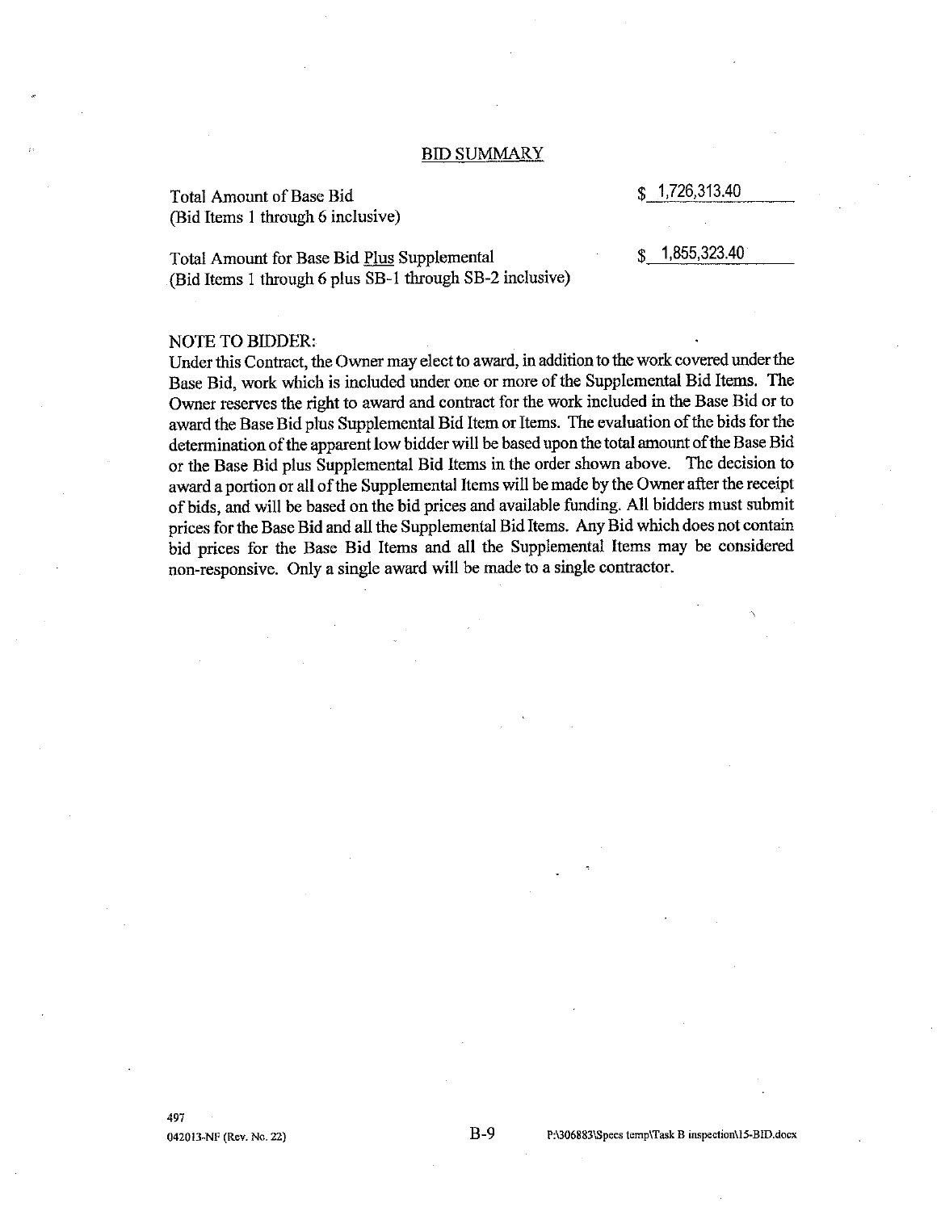## BID SUMMARY

| | |
|---|---|
| Total Amount of Base Bid<br>(Bid Items 1 through 6 inclusive) | $ 1,726,313.40 |
| Total Amount for Base Bid Plus Supplemental<br>(Bid Items 1 through 6 plus SB-1 through SB-2 inclusive) | $ 1,855,323.40 |

NOTE TO BIDDER:

Under this Contract, the Owner may elect to award, in addition to the work covered under the Base Bid, work which is included under one or more of the Supplemental Bid Items. The Owner reserves the right to award and contract for the work included in the Base Bid or to award the Base Bid plus Supplemental Bid Item or Items. The evaluation of the bids for the determination of the apparent low bidder will be based upon the total amount of the Base Bid or the Base Bid plus Supplemental Bid Items in the order shown above. The decision to award a portion or all of the Supplemental Items will be made by the Owner after the receipt of bids, and will be based on the bid prices and available funding. All bidders must submit prices for the Base Bid and all the Supplemental Bid Items. Any Bid which does not contain bid prices for the Base Bid Items and all the Supplemental Items may be considered non-responsive. Only a single award will be made to a single contractor.